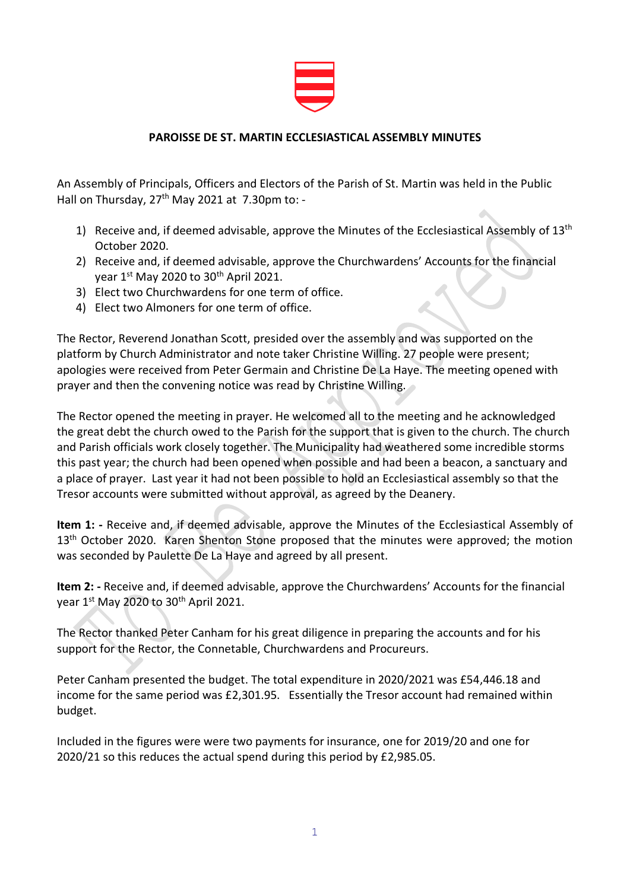**PAROISSE DE ST. MARTIN ECCLESIASTICAL ASSEMBLY MINUTES**

An Assembly of Principals, Officers and Electors of the Parish of St. Martin was held in the Public Hall on Thursday, 27th May 2021 at 7.30pm to: -

1) Receive and, if deemed advisable, approve the Minutes of the Ecclesiastical Assembly of 13th October 2020.
2) Receive and, if deemed advisable, approve the Churchwardens' Accounts for the financial year 1st May 2020 to 30th April 2021.
3) Elect two Churchwardens for one term of office.
4) Elect two Almoners for one term of office.

The Rector, Reverend Jonathan Scott, presided over the assembly and was supported on the platform by Church Administrator and note taker Christine Willing. 27 people were present; apologies were received from Peter Germain and Christine De La Haye. The meeting opened with prayer and then the convening notice was read by Christine Willing.

The Rector opened the meeting in prayer. He welcomed all to the meeting and he acknowledged the great debt the church owed to the Parish for the support that is given to the church. The church and Parish officials work closely together. The Municipality had weathered some incredible storms this past year; the church had been opened when possible and had been a beacon, a sanctuary and a place of prayer. Last year it had not been possible to hold an Ecclesiastical assembly so that the Tresor accounts were submitted without approval, as agreed by the Deanery.

**Item 1: -** Receive and, if deemed advisable, approve the Minutes of the Ecclesiastical Assembly of 13th October 2020. Karen Shenton Stone proposed that the minutes were approved; the motion was seconded by Paulette De La Haye and agreed by all present.

**Item 2: -** Receive and, if deemed advisable, approve the Churchwardens' Accounts for the financial year 1st May 2020 to 30th April 2021.

The Rector thanked Peter Canham for his great diligence in preparing the accounts and for his support for the Rector, the Connetable, Churchwardens and Procureurs.

Peter Canham presented the budget. The total expenditure in 2020/2021 was £54,446.18 and income for the same period was £2,301.95. Essentially the Tresor account had remained within budget.

Included in the figures were were two payments for insurance, one for 2019/20 and one for 2020/21 so this reduces the actual spend during this period by £2,985.05.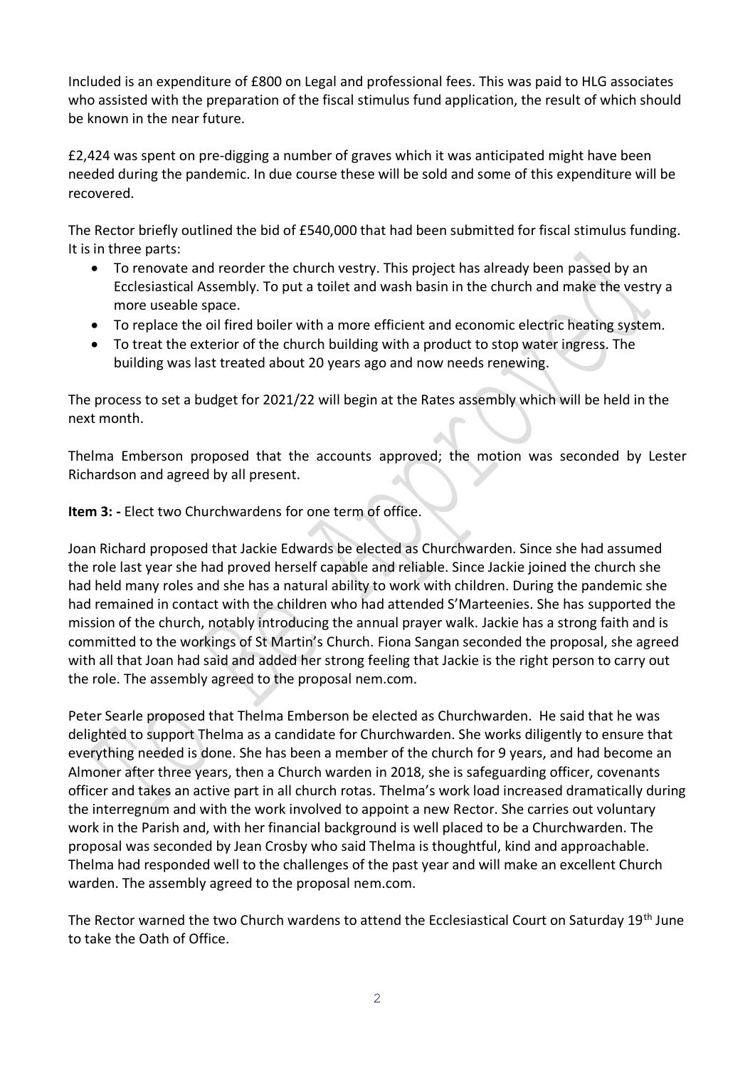Included is an expenditure of £800 on Legal and professional fees. This was paid to HLG associates who assisted with the preparation of the fiscal stimulus fund application, the result of which should be known in the near future.

£2,424 was spent on pre-digging a number of graves which it was anticipated might have been needed during the pandemic. In due course these will be sold and some of this expenditure will be recovered.

The Rector briefly outlined the bid of £540,000 that had been submitted for fiscal stimulus funding. It is in three parts:

- To renovate and reorder the church vestry. This project has already been passed by an Ecclesiastical Assembly. To put a toilet and wash basin in the church and make the vestry a more useable space.
- To replace the oil fired boiler with a more efficient and economic electric heating system.
- To treat the exterior of the church building with a product to stop water ingress. The building was last treated about 20 years ago and now needs renewing.

The process to set a budget for 2021/22 will begin at the Rates assembly which will be held in the next month.

Thelma Emberson proposed that the accounts approved; the motion was seconded by Lester Richardson and agreed by all present.

**Item 3: -** Elect two Churchwardens for one term of office.

Joan Richard proposed that Jackie Edwards be elected as Churchwarden. Since she had assumed the role last year she had proved herself capable and reliable. Since Jackie joined the church she had held many roles and she has a natural ability to work with children. During the pandemic she had remained in contact with the children who had attended S'Marteenies. She has supported the mission of the church, notably introducing the annual prayer walk. Jackie has a strong faith and is committed to the workings of St Martin's Church. Fiona Sangan seconded the proposal, she agreed with all that Joan had said and added her strong feeling that Jackie is the right person to carry out the role. The assembly agreed to the proposal nem.com.

Peter Searle proposed that Thelma Emberson be elected as Churchwarden. He said that he was delighted to support Thelma as a candidate for Churchwarden. She works diligently to ensure that everything needed is done. She has been a member of the church for 9 years, and had become an Almoner after three years, then a Church warden in 2018, she is safeguarding officer, covenants officer and takes an active part in all church rotas. Thelma's work load increased dramatically during the interregnum and with the work involved to appoint a new Rector. She carries out voluntary work in the Parish and, with her financial background is well placed to be a Churchwarden. The proposal was seconded by Jean Crosby who said Thelma is thoughtful, kind and approachable. Thelma had responded well to the challenges of the past year and will make an excellent Church warden. The assembly agreed to the proposal nem.com.

The Rector warned the two Church wardens to attend the Ecclesiastical Court on Saturday 19th June to take the Oath of Office.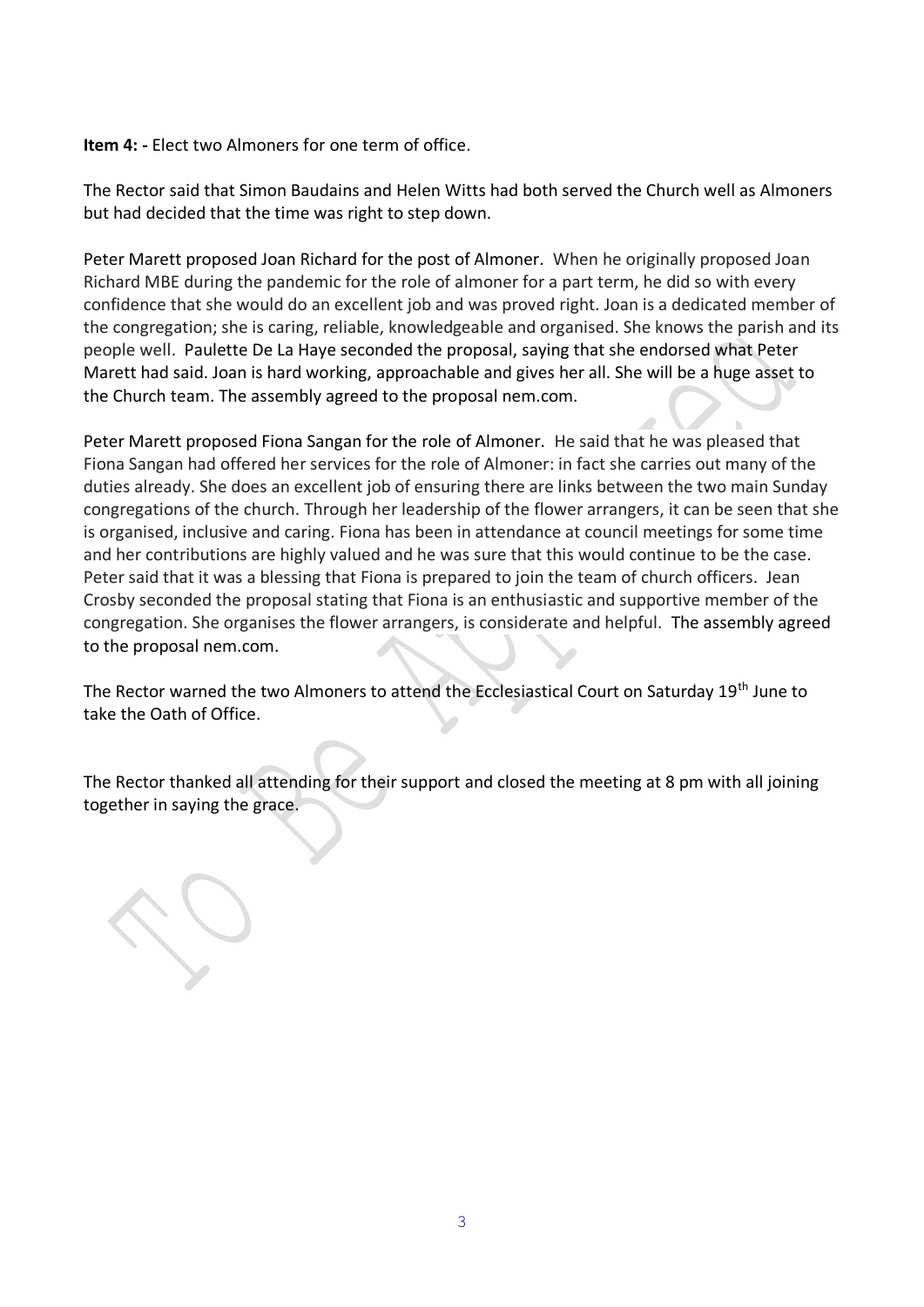**Item 4: -** Elect two Almoners for one term of office.

The Rector said that Simon Baudains and Helen Witts had both served the Church well as Almoners but had decided that the time was right to step down.

Peter Marett proposed Joan Richard for the post of Almoner. When he originally proposed Joan Richard MBE during the pandemic for the role of almoner for a part term, he did so with every confidence that she would do an excellent job and was proved right. Joan is a dedicated member of the congregation; she is caring, reliable, knowledgeable and organised. She knows the parish and its people well. Paulette De La Haye seconded the proposal, saying that she endorsed what Peter Marett had said. Joan is hard working, approachable and gives her all. She will be a huge asset to the Church team. The assembly agreed to the proposal nem.com.

Peter Marett proposed Fiona Sangan for the role of Almoner. He said that he was pleased that Fiona Sangan had offered her services for the role of Almoner: in fact she carries out many of the duties already. She does an excellent job of ensuring there are links between the two main Sunday congregations of the church. Through her leadership of the flower arrangers, it can be seen that she is organised, inclusive and caring. Fiona has been in attendance at council meetings for some time and her contributions are highly valued and he was sure that this would continue to be the case. Peter said that it was a blessing that Fiona is prepared to join the team of church officers. Jean Crosby seconded the proposal stating that Fiona is an enthusiastic and supportive member of the congregation. She organises the flower arrangers, is considerate and helpful. The assembly agreed to the proposal nem.com.

The Rector warned the two Almoners to attend the Ecclesiastical Court on Saturday 19th June to take the Oath of Office.

The Rector thanked all attending for their support and closed the meeting at 8 pm with all joining together in saying the grace.